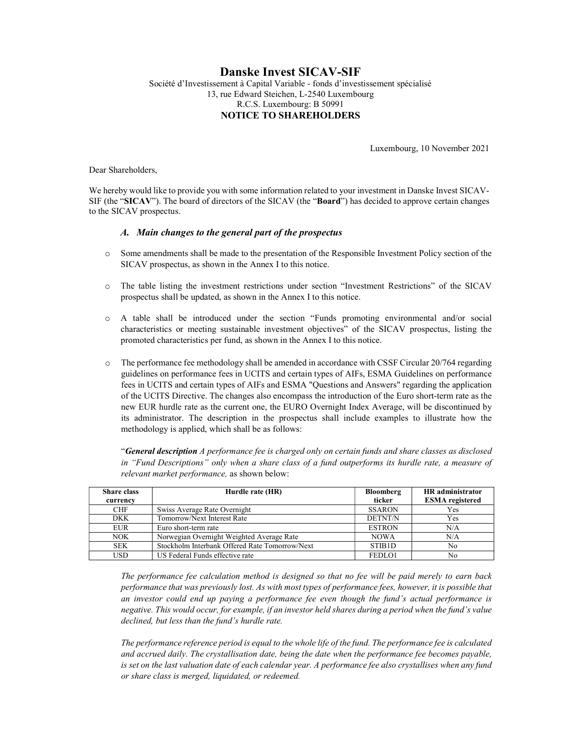# Danske Invest SICAV-SIF

Société d'Investissement à Capital Variable - fonds d'investissement spécialisé
13, rue Edward Steichen, L-2540 Luxembourg
R.C.S. Luxembourg: B 50991

**NOTICE TO SHAREHOLDERS**

Luxembourg, 10 November 2021

Dear Shareholders,

We hereby would like to provide you with some information related to your investment in Danske Invest SICAV-SIF (the "**SICAV**"). The board of directors of the SICAV (the "**Board**") has decided to approve certain changes to the SICAV prospectus.

### *A. Main changes to the general part of the prospectus*

- Some amendments shall be made to the presentation of the Responsible Investment Policy section of the SICAV prospectus, as shown in the Annex I to this notice.
- The table listing the investment restrictions under section "Investment Restrictions" of the SICAV prospectus shall be updated, as shown in the Annex I to this notice.
- A table shall be introduced under the section "Funds promoting environmental and/or social characteristics or meeting sustainable investment objectives" of the SICAV prospectus, listing the promoted characteristics per fund, as shown in the Annex I to this notice.
- The performance fee methodology shall be amended in accordance with CSSF Circular 20/764 regarding guidelines on performance fees in UCITS and certain types of AIFs, ESMA Guidelines on performance fees in UCITS and certain types of AIFs and ESMA "Questions and Answers" regarding the application of the UCITS Directive. The changes also encompass the introduction of the Euro short-term rate as the new EUR hurdle rate as the current one, the EURO Overnight Index Average, will be discontinued by its administrator. The description in the prospectus shall include examples to illustrate how the methodology is applied, which shall be as follows:

"***General description*** *A performance fee is charged only on certain funds and share classes as disclosed in "Fund Descriptions" only when a share class of a fund outperforms its hurdle rate, a measure of relevant market performance,* as shown below:

| Share class currency | Hurdle rate (HR) | Bloomberg ticker | HR administrator ESMA registered |
|---|---|---|---|
| CHF | Swiss Average Rate Overnight | SSARON | Yes |
| DKK | Tomorrow/Next Interest Rate | DETNT/N | Yes |
| EUR | Euro short-term rate | ESTRON | N/A |
| NOK | Norwegian Overnight Weighted Average Rate | NOWA | N/A |
| SEK | Stockholm Interbank Offered Rate Tomorrow/Next | STIB1D | No |
| USD | US Federal Funds effective rate | FEDLO1 | No |

*The performance fee calculation method is designed so that no fee will be paid merely to earn back performance that was previously lost. As with most types of performance fees, however, it is possible that an investor could end up paying a performance fee even though the fund's actual performance is negative. This would occur, for example, if an investor held shares during a period when the fund's value declined, but less than the fund's hurdle rate.*

*The performance reference period is equal to the whole life of the fund. The performance fee is calculated and accrued daily. The crystallisation date, being the date when the performance fee becomes payable, is set on the last valuation date of each calendar year. A performance fee also crystallises when any fund or share class is merged, liquidated, or redeemed.*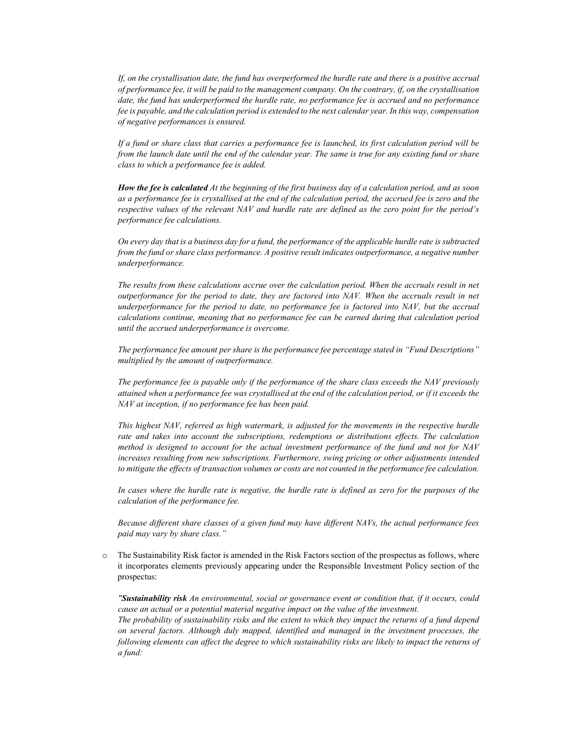*If, on the crystallisation date, the fund has overperformed the hurdle rate and there is a positive accrual of performance fee, it will be paid to the management company. On the contrary, if, on the crystallisation date, the fund has underperformed the hurdle rate, no performance fee is accrued and no performance fee is payable, and the calculation period is extended to the next calendar year. In this way, compensation of negative performances is ensured.*

*If a fund or share class that carries a performance fee is launched, its first calculation period will be from the launch date until the end of the calendar year. The same is true for any existing fund or share class to which a performance fee is added.*

***How the fee is calculated*** *At the beginning of the first business day of a calculation period, and as soon as a performance fee is crystallised at the end of the calculation period, the accrued fee is zero and the respective values of the relevant NAV and hurdle rate are defined as the zero point for the period's performance fee calculations.*

*On every day that is a business day for a fund, the performance of the applicable hurdle rate is subtracted from the fund or share class performance. A positive result indicates outperformance, a negative number underperformance.*

*The results from these calculations accrue over the calculation period. When the accruals result in net outperformance for the period to date, they are factored into NAV. When the accruals result in net underperformance for the period to date, no performance fee is factored into NAV, but the accrual calculations continue, meaning that no performance fee can be earned during that calculation period until the accrued underperformance is overcome.*

*The performance fee amount per share is the performance fee percentage stated in "Fund Descriptions" multiplied by the amount of outperformance.*

*The performance fee is payable only if the performance of the share class exceeds the NAV previously attained when a performance fee was crystallised at the end of the calculation period, or if it exceeds the NAV at inception, if no performance fee has been paid.*

*This highest NAV, referred as high watermark, is adjusted for the movements in the respective hurdle rate and takes into account the subscriptions, redemptions or distributions effects. The calculation method is designed to account for the actual investment performance of the fund and not for NAV increases resulting from new subscriptions. Furthermore, swing pricing or other adjustments intended to mitigate the effects of transaction volumes or costs are not counted in the performance fee calculation.*

*In cases where the hurdle rate is negative, the hurdle rate is defined as zero for the purposes of the calculation of the performance fee.*

*Because different share classes of a given fund may have different NAVs, the actual performance fees paid may vary by share class."*

- The Sustainability Risk factor is amended in the Risk Factors section of the prospectus as follows, where it incorporates elements previously appearing under the Responsible Investment Policy section of the prospectus:

  ***"Sustainability risk*** *An environmental, social or governance event or condition that, if it occurs, could cause an actual or a potential material negative impact on the value of the investment.*
  *The probability of sustainability risks and the extent to which they impact the returns of a fund depend on several factors. Although duly mapped, identified and managed in the investment processes, the following elements can affect the degree to which sustainability risks are likely to impact the returns of a fund:*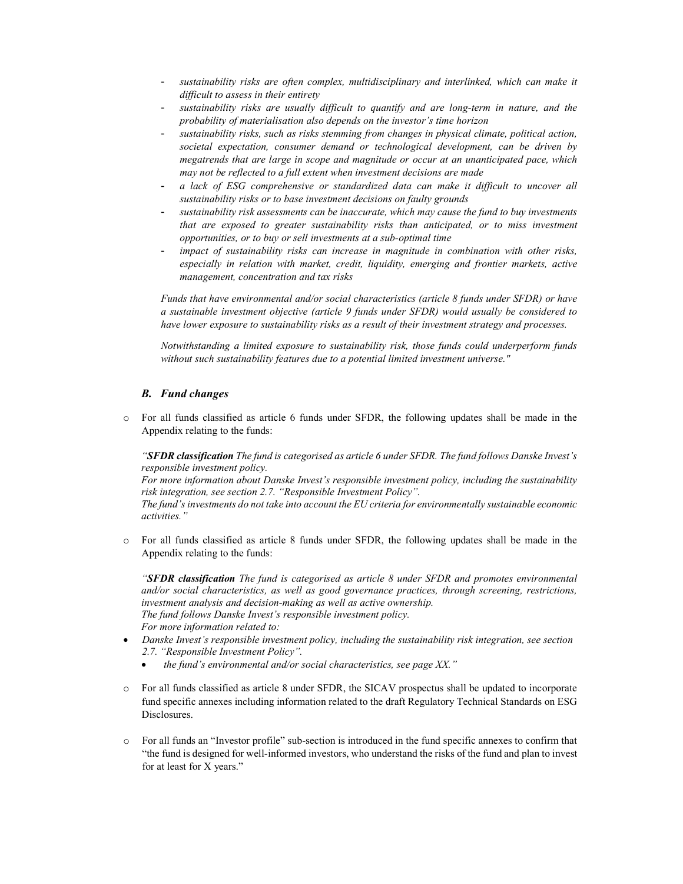- *sustainability risks are often complex, multidisciplinary and interlinked, which can make it difficult to assess in their entirety*
- *sustainability risks are usually difficult to quantify and are long-term in nature, and the probability of materialisation also depends on the investor's time horizon*
- *sustainability risks, such as risks stemming from changes in physical climate, political action, societal expectation, consumer demand or technological development, can be driven by megatrends that are large in scope and magnitude or occur at an unanticipated pace, which may not be reflected to a full extent when investment decisions are made*
- *a lack of ESG comprehensive or standardized data can make it difficult to uncover all sustainability risks or to base investment decisions on faulty grounds*
- *sustainability risk assessments can be inaccurate, which may cause the fund to buy investments that are exposed to greater sustainability risks than anticipated, or to miss investment opportunities, or to buy or sell investments at a sub-optimal time*
- *impact of sustainability risks can increase in magnitude in combination with other risks, especially in relation with market, credit, liquidity, emerging and frontier markets, active management, concentration and tax risks*

*Funds that have environmental and/or social characteristics (article 8 funds under SFDR) or have a sustainable investment objective (article 9 funds under SFDR) would usually be considered to have lower exposure to sustainability risks as a result of their investment strategy and processes.*

*Notwithstanding a limited exposure to sustainability risk, those funds could underperform funds without such sustainability features due to a potential limited investment universe."*

### *B. Fund changes*

- For all funds classified as article 6 funds under SFDR, the following updates shall be made in the Appendix relating to the funds:

  *"**SFDR classification** The fund is categorised as article 6 under SFDR. The fund follows Danske Invest's responsible investment policy.*
  *For more information about Danske Invest's responsible investment policy, including the sustainability risk integration, see section 2.7. "Responsible Investment Policy".*
  *The fund's investments do not take into account the EU criteria for environmentally sustainable economic activities."*

- For all funds classified as article 8 funds under SFDR, the following updates shall be made in the Appendix relating to the funds:

  *"**SFDR classification** The fund is categorised as article 8 under SFDR and promotes environmental and/or social characteristics, as well as good governance practices, through screening, restrictions, investment analysis and decision-making as well as active ownership.*
  *The fund follows Danske Invest's responsible investment policy.*
  *For more information related to:*

  - *Danske Invest's responsible investment policy, including the sustainability risk integration, see section 2.7. "Responsible Investment Policy".*
    - *the fund's environmental and/or social characteristics, see page XX."*

- For all funds classified as article 8 under SFDR, the SICAV prospectus shall be updated to incorporate fund specific annexes including information related to the draft Regulatory Technical Standards on ESG Disclosures.

- For all funds an "Investor profile" sub-section is introduced in the fund specific annexes to confirm that "the fund is designed for well-informed investors, who understand the risks of the fund and plan to invest for at least for X years."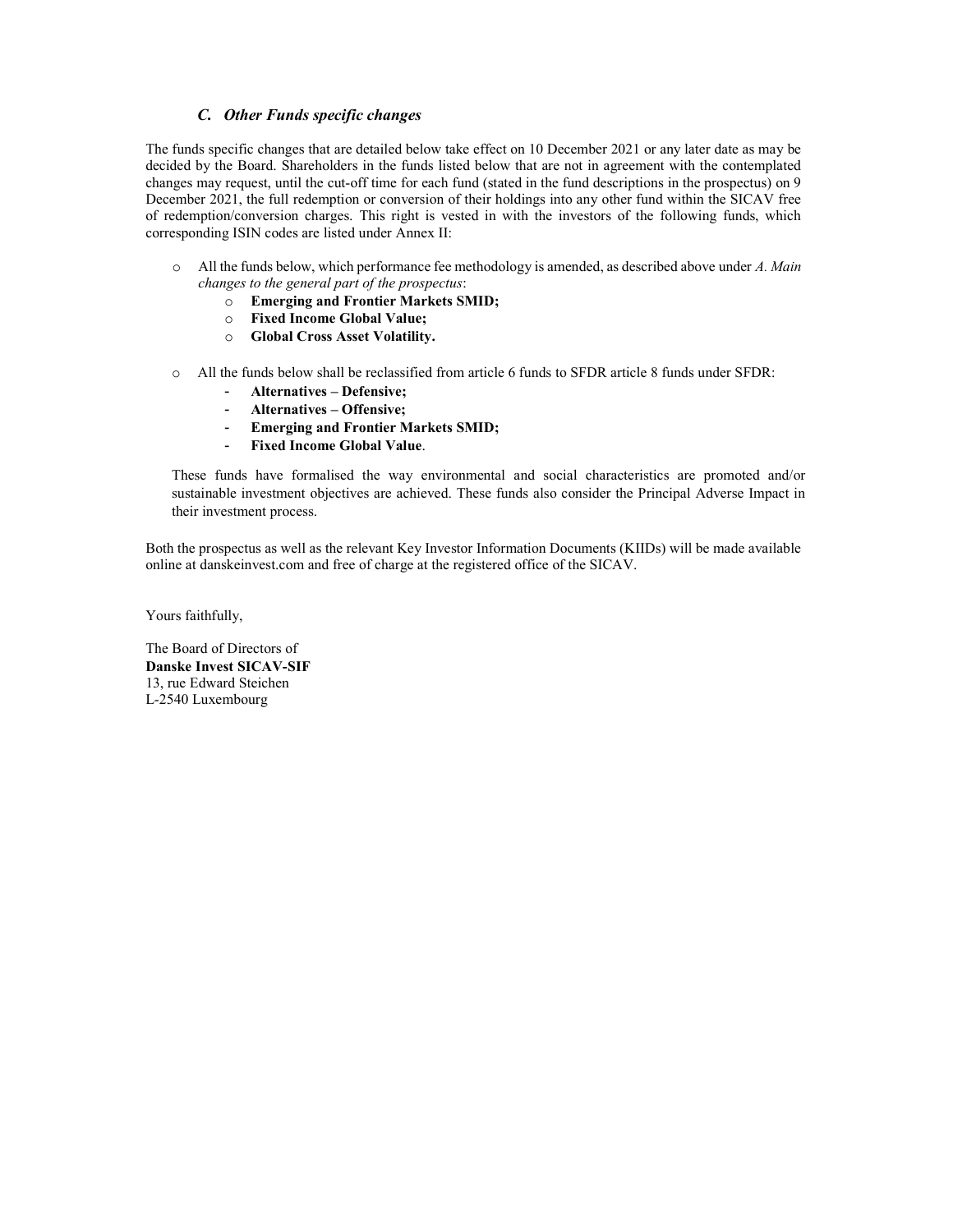### *C. Other Funds specific changes*

The funds specific changes that are detailed below take effect on 10 December 2021 or any later date as may be decided by the Board. Shareholders in the funds listed below that are not in agreement with the contemplated changes may request, until the cut-off time for each fund (stated in the fund descriptions in the prospectus) on 9 December 2021, the full redemption or conversion of their holdings into any other fund within the SICAV free of redemption/conversion charges. This right is vested in with the investors of the following funds, which corresponding ISIN codes are listed under Annex II:

- All the funds below, which performance fee methodology is amended, as described above under *A. Main changes to the general part of the prospectus*:
  - **Emerging and Frontier Markets SMID;**
  - **Fixed Income Global Value;**
  - **Global Cross Asset Volatility.**

- All the funds below shall be reclassified from article 6 funds to SFDR article 8 funds under SFDR:
  - **Alternatives – Defensive;**
  - **Alternatives – Offensive;**
  - **Emerging and Frontier Markets SMID;**
  - **Fixed Income Global Value**.

  These funds have formalised the way environmental and social characteristics are promoted and/or sustainable investment objectives are achieved. These funds also consider the Principal Adverse Impact in their investment process.

Both the prospectus as well as the relevant Key Investor Information Documents (KIIDs) will be made available online at danskeinvest.com and free of charge at the registered office of the SICAV.

Yours faithfully,

The Board of Directors of
**Danske Invest SICAV-SIF**
13, rue Edward Steichen
L-2540 Luxembourg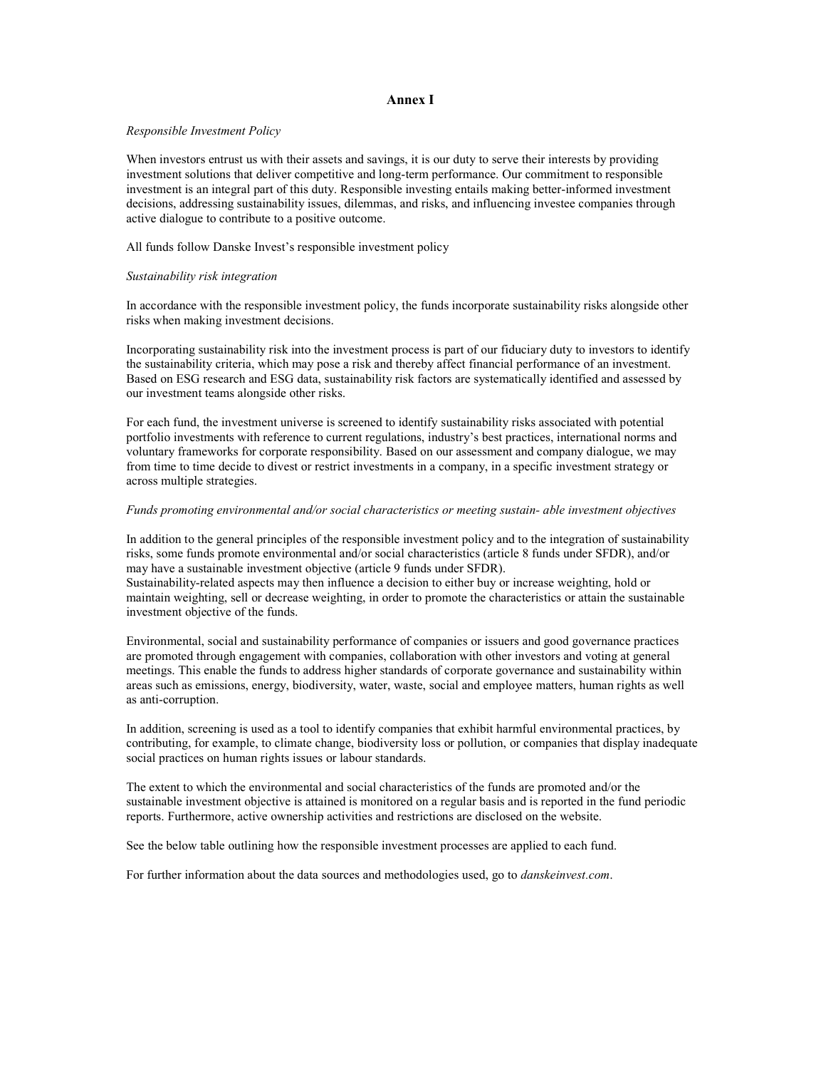# Annex I

*Responsible Investment Policy*

When investors entrust us with their assets and savings, it is our duty to serve their interests by providing investment solutions that deliver competitive and long-term performance. Our commitment to responsible investment is an integral part of this duty. Responsible investing entails making better-informed investment decisions, addressing sustainability issues, dilemmas, and risks, and influencing investee companies through active dialogue to contribute to a positive outcome.

All funds follow Danske Invest's responsible investment policy

*Sustainability risk integration*

In accordance with the responsible investment policy, the funds incorporate sustainability risks alongside other risks when making investment decisions.

Incorporating sustainability risk into the investment process is part of our fiduciary duty to investors to identify the sustainability criteria, which may pose a risk and thereby affect financial performance of an investment. Based on ESG research and ESG data, sustainability risk factors are systematically identified and assessed by our investment teams alongside other risks.

For each fund, the investment universe is screened to identify sustainability risks associated with potential portfolio investments with reference to current regulations, industry's best practices, international norms and voluntary frameworks for corporate responsibility. Based on our assessment and company dialogue, we may from time to time decide to divest or restrict investments in a company, in a specific investment strategy or across multiple strategies.

*Funds promoting environmental and/or social characteristics or meeting sustain- able investment objectives*

In addition to the general principles of the responsible investment policy and to the integration of sustainability risks, some funds promote environmental and/or social characteristics (article 8 funds under SFDR), and/or may have a sustainable investment objective (article 9 funds under SFDR).
Sustainability-related aspects may then influence a decision to either buy or increase weighting, hold or maintain weighting, sell or decrease weighting, in order to promote the characteristics or attain the sustainable investment objective of the funds.

Environmental, social and sustainability performance of companies or issuers and good governance practices are promoted through engagement with companies, collaboration with other investors and voting at general meetings. This enable the funds to address higher standards of corporate governance and sustainability within areas such as emissions, energy, biodiversity, water, waste, social and employee matters, human rights as well as anti-corruption.

In addition, screening is used as a tool to identify companies that exhibit harmful environmental practices, by contributing, for example, to climate change, biodiversity loss or pollution, or companies that display inadequate social practices on human rights issues or labour standards.

The extent to which the environmental and social characteristics of the funds are promoted and/or the sustainable investment objective is attained is monitored on a regular basis and is reported in the fund periodic reports. Furthermore, active ownership activities and restrictions are disclosed on the website.

See the below table outlining how the responsible investment processes are applied to each fund.

For further information about the data sources and methodologies used, go to *danskeinvest.com*.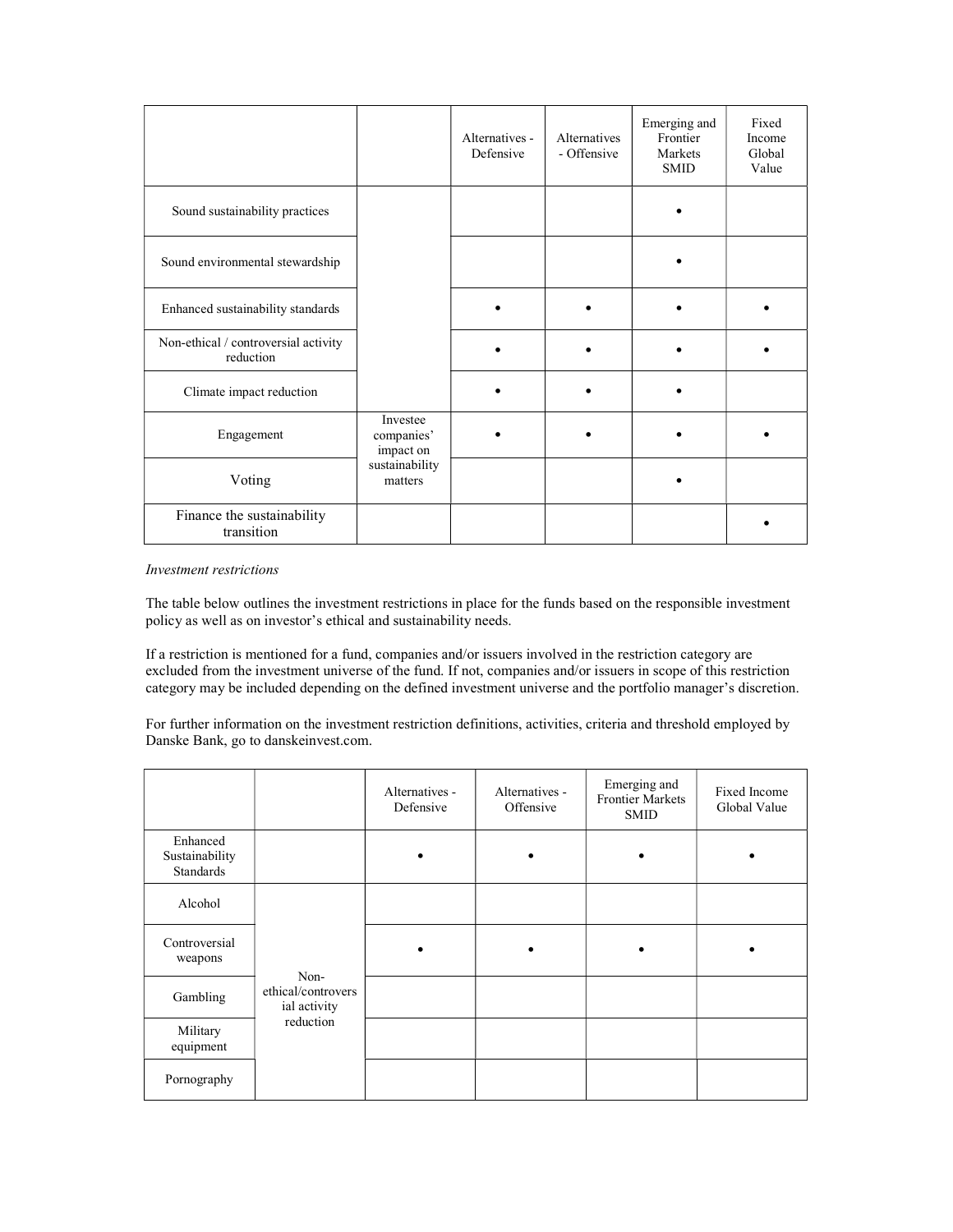| | | Alternatives - Defensive | Alternatives - Offensive | Emerging and Frontier Markets SMID | Fixed Income Global Value |
|---|---|---|---|---|---|
| Sound sustainability practices | | | | • | |
| Sound environmental stewardship | | | | • | |
| Enhanced sustainability standards | | • | • | • | • |
| Non-ethical / controversial activity reduction | | • | • | • | • |
| Climate impact reduction | | • | • | • | |
| Engagement | Investee companies' impact on sustainability matters | • | • | • | • |
| Voting | | | | • | |
| Finance the sustainability transition | | | | | • |

*Investment restrictions*

The table below outlines the investment restrictions in place for the funds based on the responsible investment policy as well as on investor's ethical and sustainability needs.

If a restriction is mentioned for a fund, companies and/or issuers involved in the restriction category are excluded from the investment universe of the fund. If not, companies and/or issuers in scope of this restriction category may be included depending on the defined investment universe and the portfolio manager's discretion.

For further information on the investment restriction definitions, activities, criteria and threshold employed by Danske Bank, go to danskeinvest.com.

| | | Alternatives - Defensive | Alternatives - Offensive | Emerging and Frontier Markets SMID | Fixed Income Global Value |
|---|---|---|---|---|---|
| Enhanced Sustainability Standards | | • | • | • | • |
| Alcohol | Non-ethical/controversial activity reduction | | | | |
| Controversial weapons | | • | • | • | • |
| Gambling | | | | | |
| Military equipment | | | | | |
| Pornography | | | | | |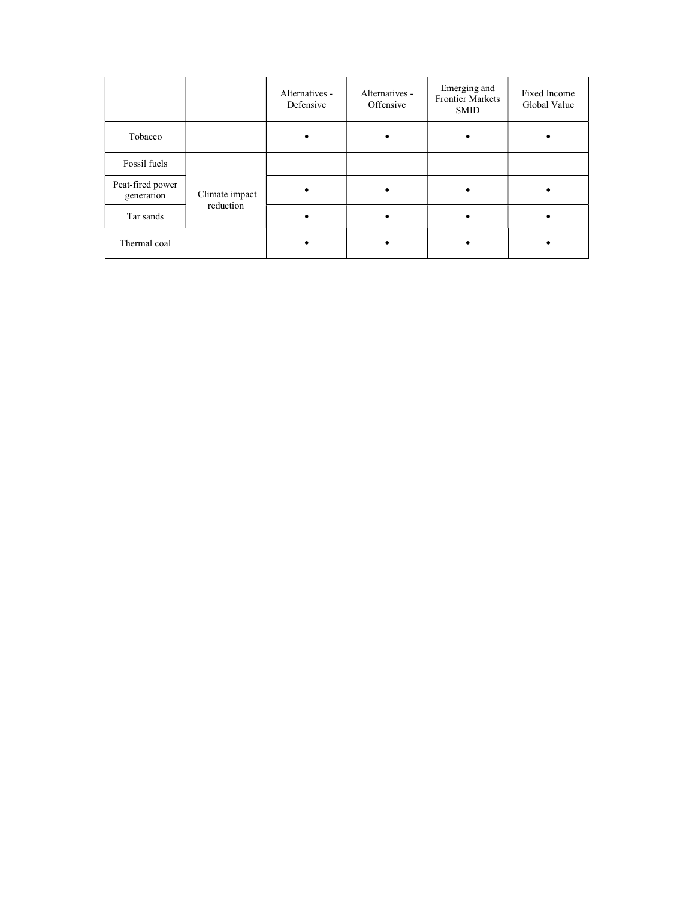| | | Alternatives - Defensive | Alternatives - Offensive | Emerging and Frontier Markets SMID | Fixed Income Global Value |
|---|---|---|---|---|---|
| Tobacco | | • | • | • | • |
| Fossil fuels | Climate impact reduction | | | | |
| Peat-fired power generation | | • | • | • | • |
| Tar sands | | • | • | • | • |
| Thermal coal | | • | • | • | • |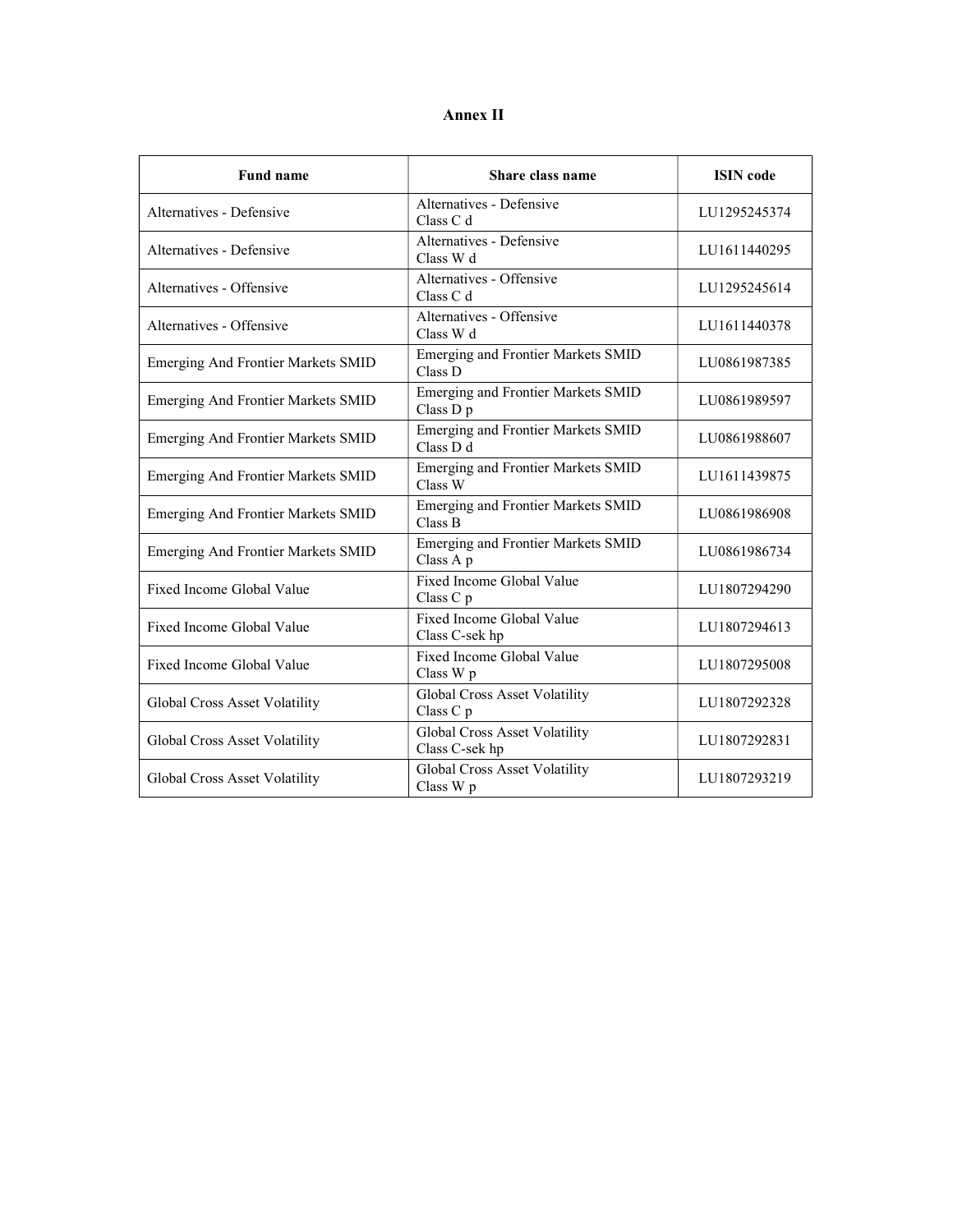# Annex II

| Fund name | Share class name | ISIN code |
|---|---|---|
| Alternatives - Defensive | Alternatives - Defensive Class C d | LU1295245374 |
| Alternatives - Defensive | Alternatives - Defensive Class W d | LU1611440295 |
| Alternatives - Offensive | Alternatives - Offensive Class C d | LU1295245614 |
| Alternatives - Offensive | Alternatives - Offensive Class W d | LU1611440378 |
| Emerging And Frontier Markets SMID | Emerging and Frontier Markets SMID Class D | LU0861987385 |
| Emerging And Frontier Markets SMID | Emerging and Frontier Markets SMID Class D p | LU0861989597 |
| Emerging And Frontier Markets SMID | Emerging and Frontier Markets SMID Class D d | LU0861988607 |
| Emerging And Frontier Markets SMID | Emerging and Frontier Markets SMID Class W | LU1611439875 |
| Emerging And Frontier Markets SMID | Emerging and Frontier Markets SMID Class B | LU0861986908 |
| Emerging And Frontier Markets SMID | Emerging and Frontier Markets SMID Class A p | LU0861986734 |
| Fixed Income Global Value | Fixed Income Global Value Class C p | LU1807294290 |
| Fixed Income Global Value | Fixed Income Global Value Class C-sek hp | LU1807294613 |
| Fixed Income Global Value | Fixed Income Global Value Class W p | LU1807295008 |
| Global Cross Asset Volatility | Global Cross Asset Volatility Class C p | LU1807292328 |
| Global Cross Asset Volatility | Global Cross Asset Volatility Class C-sek hp | LU1807292831 |
| Global Cross Asset Volatility | Global Cross Asset Volatility Class W p | LU1807293219 |